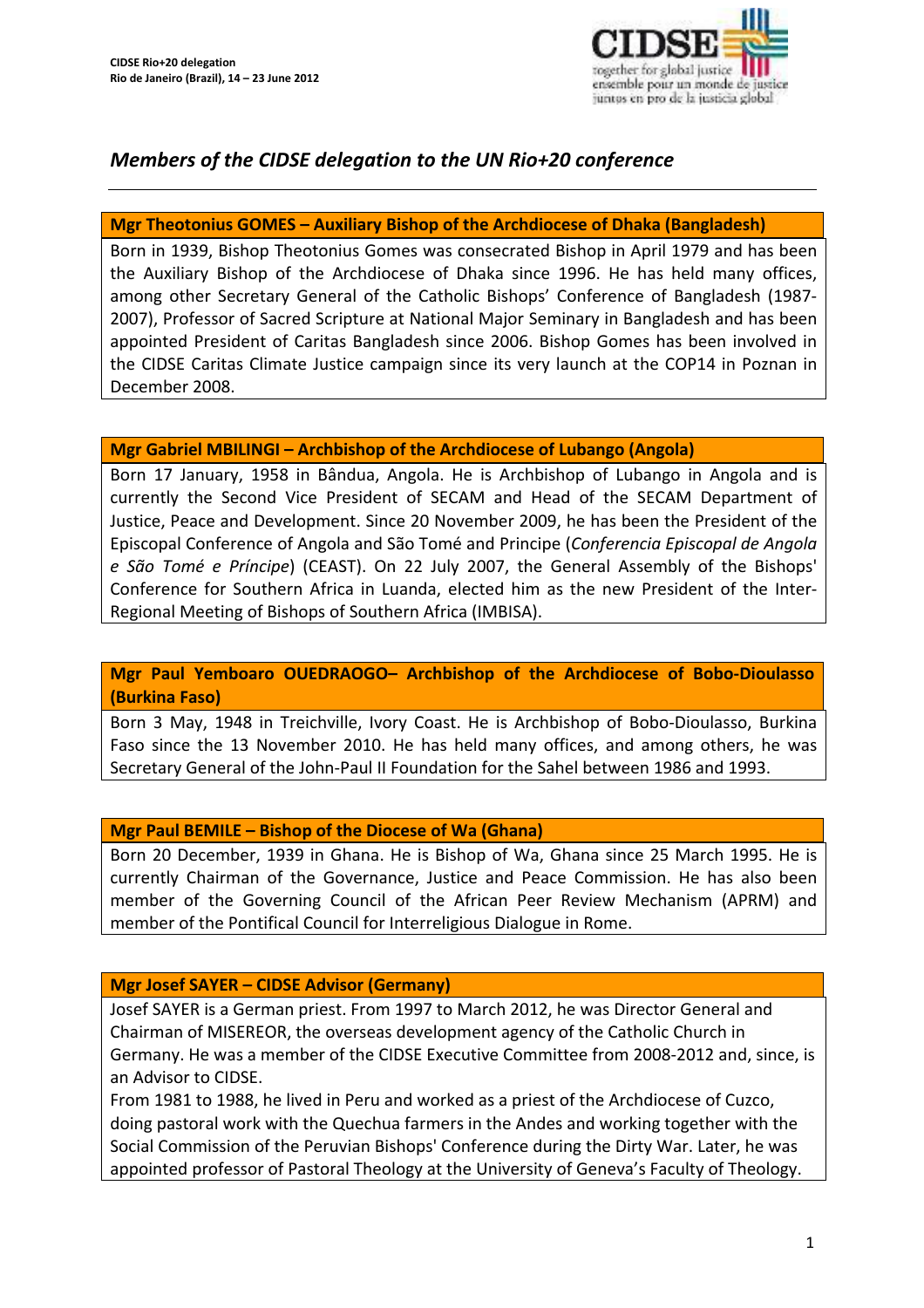**CIDSE Rio+20 delegation**
**Rio de Janeiro (Brazil), 14 – 23 June 2012**

CIDSE
together for global justice
ensemble pour un monde de justice
juntos en pro de la justicia global

# *Members of the CIDSE delegation to the UN Rio+20 conference*

---

### Mgr Theotonius GOMES – Auxiliary Bishop of the Archdiocese of Dhaka (Bangladesh)

Born in 1939, Bishop Theotonius Gomes was consecrated Bishop in April 1979 and has been the Auxiliary Bishop of the Archdiocese of Dhaka since 1996. He has held many offices, among other Secretary General of the Catholic Bishops' Conference of Bangladesh (1987-2007), Professor of Sacred Scripture at National Major Seminary in Bangladesh and has been appointed President of Caritas Bangladesh since 2006. Bishop Gomes has been involved in the CIDSE Caritas Climate Justice campaign since its very launch at the COP14 in Poznan in December 2008.

### Mgr Gabriel MBILINGI – Archbishop of the Archdiocese of Lubango (Angola)

Born 17 January, 1958 in Bândua, Angola. He is Archbishop of Lubango in Angola and is currently the Second Vice President of SECAM and Head of the SECAM Department of Justice, Peace and Development. Since 20 November 2009, he has been the President of the Episcopal Conference of Angola and São Tomé and Principe (*Conferencia Episcopal de Angola e São Tomé e Príncipe*) (CEAST). On 22 July 2007, the General Assembly of the Bishops' Conference for Southern Africa in Luanda, elected him as the new President of the Inter-Regional Meeting of Bishops of Southern Africa (IMBISA).

### Mgr Paul Yemboaro OUEDRAOGO– Archbishop of the Archdiocese of Bobo-Dioulasso (Burkina Faso)

Born 3 May, 1948 in Treichville, Ivory Coast. He is Archbishop of Bobo-Dioulasso, Burkina Faso since the 13 November 2010. He has held many offices, and among others, he was Secretary General of the John-Paul II Foundation for the Sahel between 1986 and 1993.

### Mgr Paul BEMILE – Bishop of the Diocese of Wa (Ghana)

Born 20 December, 1939 in Ghana. He is Bishop of Wa, Ghana since 25 March 1995. He is currently Chairman of the Governance, Justice and Peace Commission. He has also been member of the Governing Council of the African Peer Review Mechanism (APRM) and member of the Pontifical Council for Interreligious Dialogue in Rome.

### Mgr Josef SAYER – CIDSE Advisor (Germany)

Josef SAYER is a German priest. From 1997 to March 2012, he was Director General and Chairman of MISEREOR, the overseas development agency of the Catholic Church in Germany. He was a member of the CIDSE Executive Committee from 2008-2012 and, since, is an Advisor to CIDSE.

From 1981 to 1988, he lived in Peru and worked as a priest of the Archdiocese of Cuzco, doing pastoral work with the Quechua farmers in the Andes and working together with the Social Commission of the Peruvian Bishops' Conference during the Dirty War. Later, he was appointed professor of Pastoral Theology at the University of Geneva's Faculty of Theology.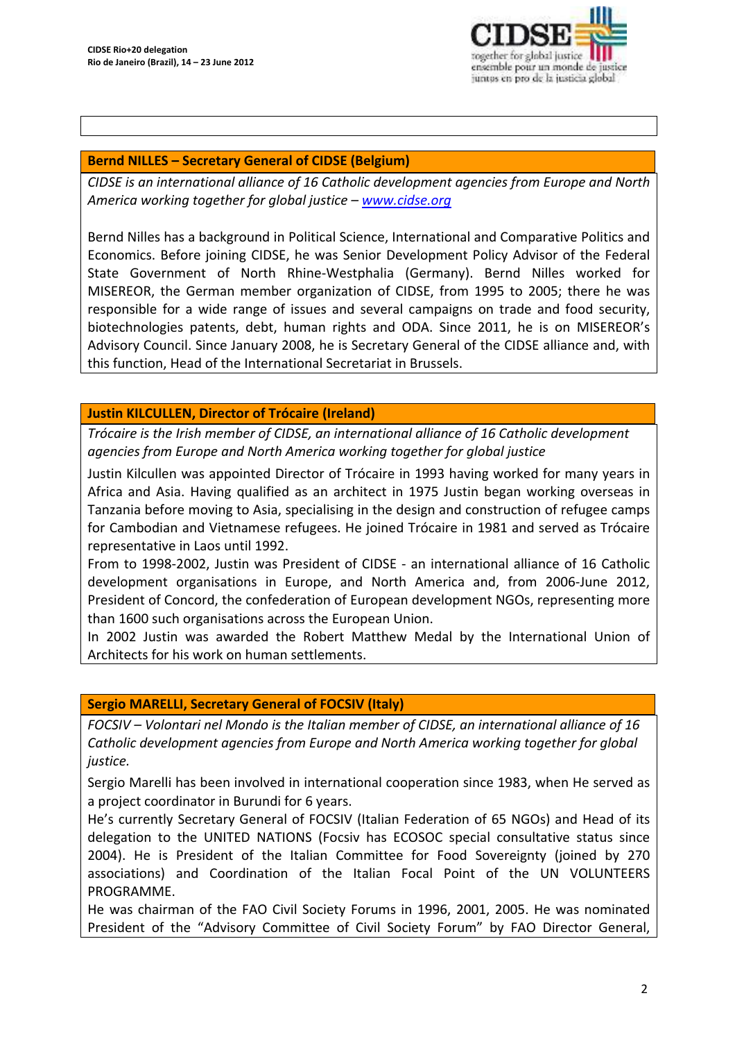## Bernd NILLES – Secretary General of CIDSE (Belgium)

*CIDSE is an international alliance of 16 Catholic development agencies from Europe and North America working together for global justice – www.cidse.org*

Bernd Nilles has a background in Political Science, International and Comparative Politics and Economics. Before joining CIDSE, he was Senior Development Policy Advisor of the Federal State Government of North Rhine-Westphalia (Germany). Bernd Nilles worked for MISEREOR, the German member organization of CIDSE, from 1995 to 2005; there he was responsible for a wide range of issues and several campaigns on trade and food security, biotechnologies patents, debt, human rights and ODA. Since 2011, he is on MISEREOR's Advisory Council. Since January 2008, he is Secretary General of the CIDSE alliance and, with this function, Head of the International Secretariat in Brussels.

## Justin KILCULLEN, Director of Trócaire (Ireland)

*Trócaire is the Irish member of CIDSE, an international alliance of 16 Catholic development agencies from Europe and North America working together for global justice*

Justin Kilcullen was appointed Director of Trócaire in 1993 having worked for many years in Africa and Asia. Having qualified as an architect in 1975 Justin began working overseas in Tanzania before moving to Asia, specialising in the design and construction of refugee camps for Cambodian and Vietnamese refugees. He joined Trócaire in 1981 and served as Trócaire representative in Laos until 1992.

From to 1998-2002, Justin was President of CIDSE - an international alliance of 16 Catholic development organisations in Europe, and North America and, from 2006-June 2012, President of Concord, the confederation of European development NGOs, representing more than 1600 such organisations across the European Union.

In 2002 Justin was awarded the Robert Matthew Medal by the International Union of Architects for his work on human settlements.

## Sergio MARELLI, Secretary General of FOCSIV (Italy)

*FOCSIV – Volontari nel Mondo is the Italian member of CIDSE, an international alliance of 16 Catholic development agencies from Europe and North America working together for global justice.*

Sergio Marelli has been involved in international cooperation since 1983, when He served as a project coordinator in Burundi for 6 years.

He's currently Secretary General of FOCSIV (Italian Federation of 65 NGOs) and Head of its delegation to the UNITED NATIONS (Focsiv has ECOSOC special consultative status since 2004). He is President of the Italian Committee for Food Sovereignty (joined by 270 associations) and Coordination of the Italian Focal Point of the UN VOLUNTEERS PROGRAMME.

He was chairman of the FAO Civil Society Forums in 1996, 2001, 2005. He was nominated President of the "Advisory Committee of Civil Society Forum" by FAO Director General,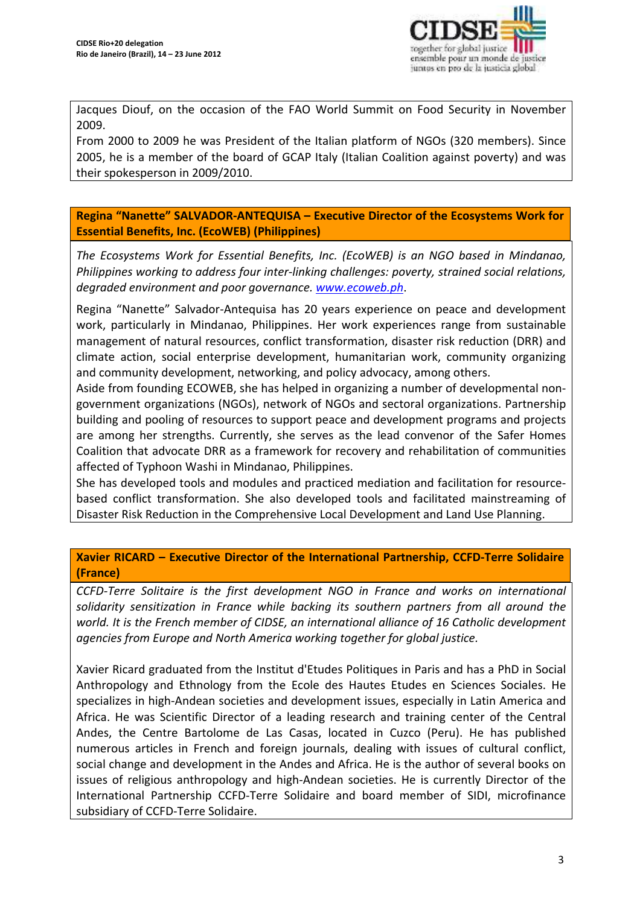Jacques Diouf, on the occasion of the FAO World Summit on Food Security in November 2009.

From 2000 to 2009 he was President of the Italian platform of NGOs (320 members). Since 2005, he is a member of the board of GCAP Italy (Italian Coalition against poverty) and was their spokesperson in 2009/2010.

**Regina "Nanette" SALVADOR-ANTEQUISA – Executive Director of the Ecosystems Work for Essential Benefits, Inc. (EcoWEB) (Philippines)**

*The Ecosystems Work for Essential Benefits, Inc. (EcoWEB) is an NGO based in Mindanao, Philippines working to address four inter-linking challenges: poverty, strained social relations, degraded environment and poor governance. [www.ecoweb.ph](http://www.ecoweb.ph).*

Regina "Nanette" Salvador-Antequisa has 20 years experience on peace and development work, particularly in Mindanao, Philippines. Her work experiences range from sustainable management of natural resources, conflict transformation, disaster risk reduction (DRR) and climate action, social enterprise development, humanitarian work, community organizing and community development, networking, and policy advocacy, among others.

Aside from founding ECOWEB, she has helped in organizing a number of developmental non-government organizations (NGOs), network of NGOs and sectoral organizations. Partnership building and pooling of resources to support peace and development programs and projects are among her strengths. Currently, she serves as the lead convenor of the Safer Homes Coalition that advocate DRR as a framework for recovery and rehabilitation of communities affected of Typhoon Washi in Mindanao, Philippines.

She has developed tools and modules and practiced mediation and facilitation for resource-based conflict transformation. She also developed tools and facilitated mainstreaming of Disaster Risk Reduction in the Comprehensive Local Development and Land Use Planning.

**Xavier RICARD – Executive Director of the International Partnership, CCFD-Terre Solidaire (France)**

*CCFD-Terre Solitaire is the first development NGO in France and works on international solidarity sensitization in France while backing its southern partners from all around the world. It is the French member of CIDSE, an international alliance of 16 Catholic development agencies from Europe and North America working together for global justice.*

Xavier Ricard graduated from the Institut d'Etudes Politiques in Paris and has a PhD in Social Anthropology and Ethnology from the Ecole des Hautes Etudes en Sciences Sociales. He specializes in high-Andean societies and development issues, especially in Latin America and Africa. He was Scientific Director of a leading research and training center of the Central Andes, the Centre Bartolome de Las Casas, located in Cuzco (Peru). He has published numerous articles in French and foreign journals, dealing with issues of cultural conflict, social change and development in the Andes and Africa. He is the author of several books on issues of religious anthropology and high-Andean societies. He is currently Director of the International Partnership CCFD-Terre Solidaire and board member of SIDI, microfinance subsidiary of CCFD-Terre Solidaire.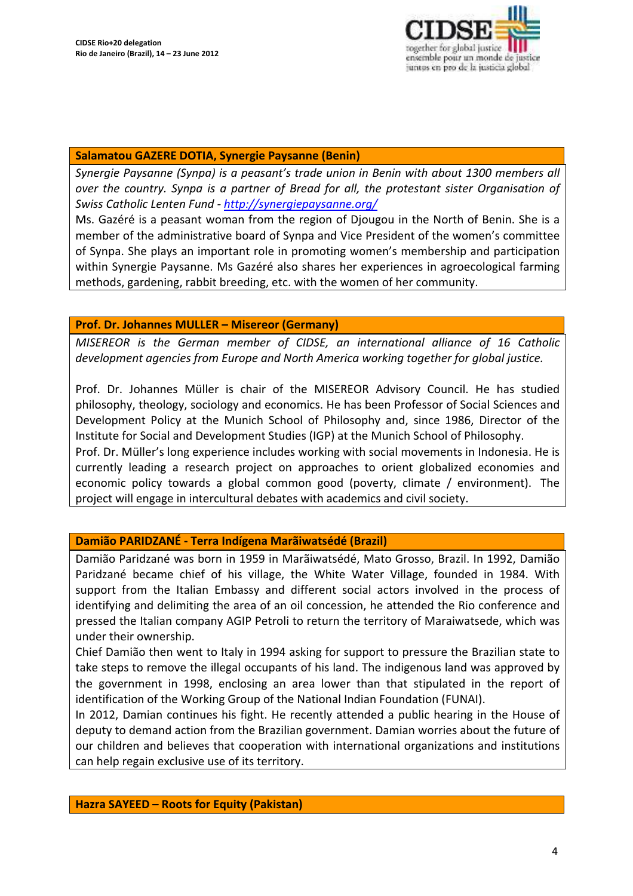### Salamatou GAZERE DOTIA, Synergie Paysanne (Benin)

*Synergie Paysanne (Synpa) is a peasant's trade union in Benin with about 1300 members all over the country. Synpa is a partner of Bread for all, the protestant sister Organisation of Swiss Catholic Lenten Fund - [http://synergiepaysanne.org/](http://synergiepaysanne.org/)*

Ms. Gazéré is a peasant woman from the region of Djougou in the North of Benin. She is a member of the administrative board of Synpa and Vice President of the women's committee of Synpa. She plays an important role in promoting women's membership and participation within Synergie Paysanne. Ms Gazéré also shares her experiences in agroecological farming methods, gardening, rabbit breeding, etc. with the women of her community.

### Prof. Dr. Johannes MULLER – Misereor (Germany)

*MISEREOR is the German member of CIDSE, an international alliance of 16 Catholic development agencies from Europe and North America working together for global justice.*

Prof. Dr. Johannes Müller is chair of the MISEREOR Advisory Council. He has studied philosophy, theology, sociology and economics. He has been Professor of Social Sciences and Development Policy at the Munich School of Philosophy and, since 1986, Director of the Institute for Social and Development Studies (IGP) at the Munich School of Philosophy.

Prof. Dr. Müller's long experience includes working with social movements in Indonesia. He is currently leading a research project on approaches to orient globalized economies and economic policy towards a global common good (poverty, climate / environment). The project will engage in intercultural debates with academics and civil society.

### Damião PARIDZANÉ - Terra Indígena Marãiwatsédé (Brazil)

Damião Paridzané was born in 1959 in Marãiwatsédé, Mato Grosso, Brazil. In 1992, Damião Paridzané became chief of his village, the White Water Village, founded in 1984. With support from the Italian Embassy and different social actors involved in the process of identifying and delimiting the area of an oil concession, he attended the Rio conference and pressed the Italian company AGIP Petroli to return the territory of Maraiwatsede, which was under their ownership.

Chief Damião then went to Italy in 1994 asking for support to pressure the Brazilian state to take steps to remove the illegal occupants of his land. The indigenous land was approved by the government in 1998, enclosing an area lower than that stipulated in the report of identification of the Working Group of the National Indian Foundation (FUNAI).

In 2012, Damian continues his fight. He recently attended a public hearing in the House of deputy to demand action from the Brazilian government. Damian worries about the future of our children and believes that cooperation with international organizations and institutions can help regain exclusive use of its territory.

### Hazra SAYEED – Roots for Equity (Pakistan)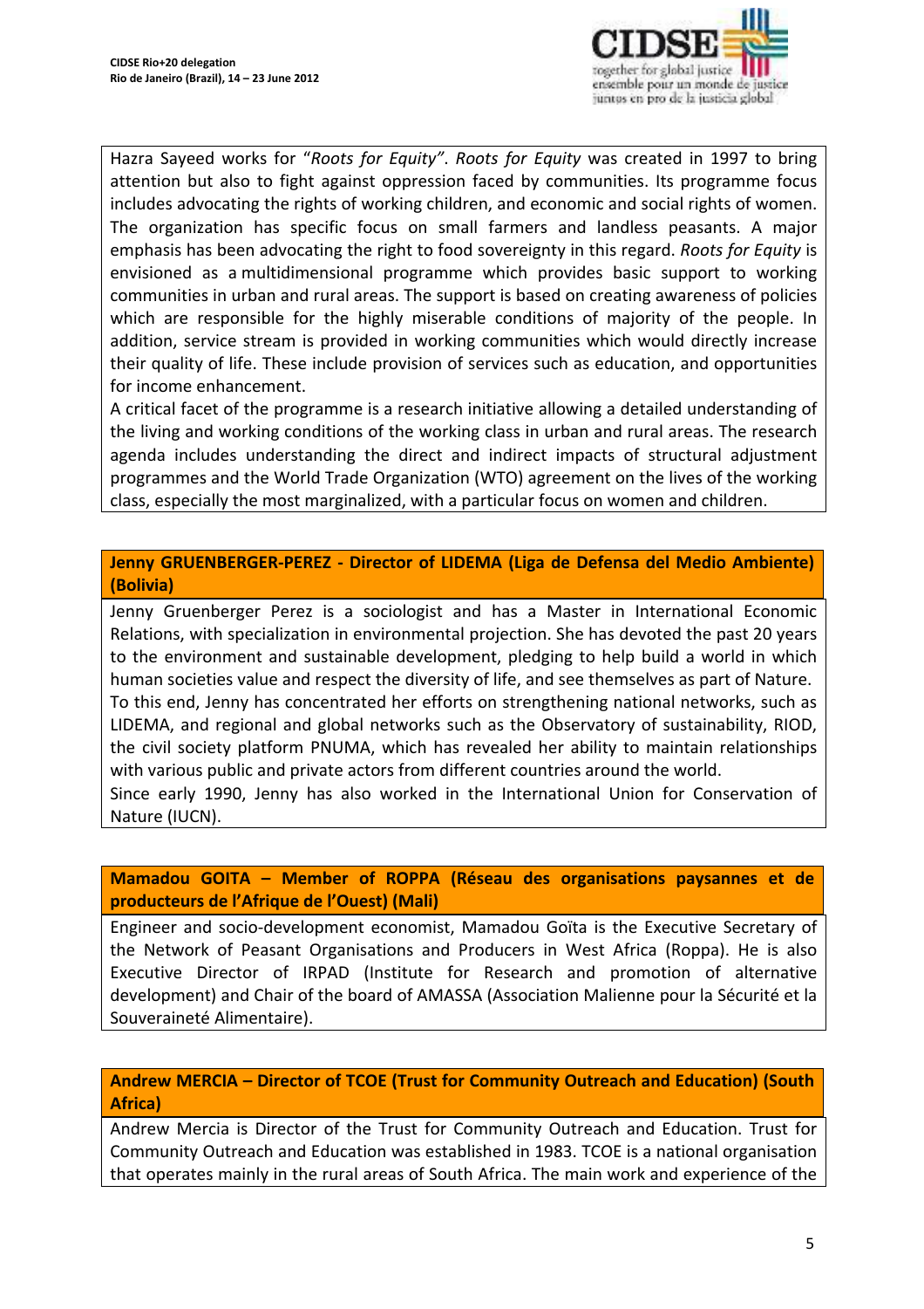Hazra Sayeed works for "*Roots for Equity*". *Roots for Equity* was created in 1997 to bring attention but also to fight against oppression faced by communities. Its programme focus includes advocating the rights of working children, and economic and social rights of women. The organization has specific focus on small farmers and landless peasants. A major emphasis has been advocating the right to food sovereignty in this regard. *Roots for Equity* is envisioned as a multidimensional programme which provides basic support to working communities in urban and rural areas. The support is based on creating awareness of policies which are responsible for the highly miserable conditions of majority of the people. In addition, service stream is provided in working communities which would directly increase their quality of life. These include provision of services such as education, and opportunities for income enhancement.

A critical facet of the programme is a research initiative allowing a detailed understanding of the living and working conditions of the working class in urban and rural areas. The research agenda includes understanding the direct and indirect impacts of structural adjustment programmes and the World Trade Organization (WTO) agreement on the lives of the working class, especially the most marginalized, with a particular focus on women and children.

**Jenny GRUENBERGER-PEREZ - Director of LIDEMA (Liga de Defensa del Medio Ambiente) (Bolivia)**

Jenny Gruenberger Perez is a sociologist and has a Master in International Economic Relations, with specialization in environmental projection. She has devoted the past 20 years to the environment and sustainable development, pledging to help build a world in which human societies value and respect the diversity of life, and see themselves as part of Nature.

To this end, Jenny has concentrated her efforts on strengthening national networks, such as LIDEMA, and regional and global networks such as the Observatory of sustainability, RIOD, the civil society platform PNUMA, which has revealed her ability to maintain relationships with various public and private actors from different countries around the world.

Since early 1990, Jenny has also worked in the International Union for Conservation of Nature (IUCN).

**Mamadou GOITA – Member of ROPPA (Réseau des organisations paysannes et de producteurs de l'Afrique de l'Ouest) (Mali)**

Engineer and socio-development economist, Mamadou Goïta is the Executive Secretary of the Network of Peasant Organisations and Producers in West Africa (Roppa). He is also Executive Director of IRPAD (Institute for Research and promotion of alternative development) and Chair of the board of AMASSA (Association Malienne pour la Sécurité et la Souveraineté Alimentaire).

**Andrew MERCIA – Director of TCOE (Trust for Community Outreach and Education) (South Africa)**

Andrew Mercia is Director of the Trust for Community Outreach and Education. Trust for Community Outreach and Education was established in 1983. TCOE is a national organisation that operates mainly in the rural areas of South Africa. The main work and experience of the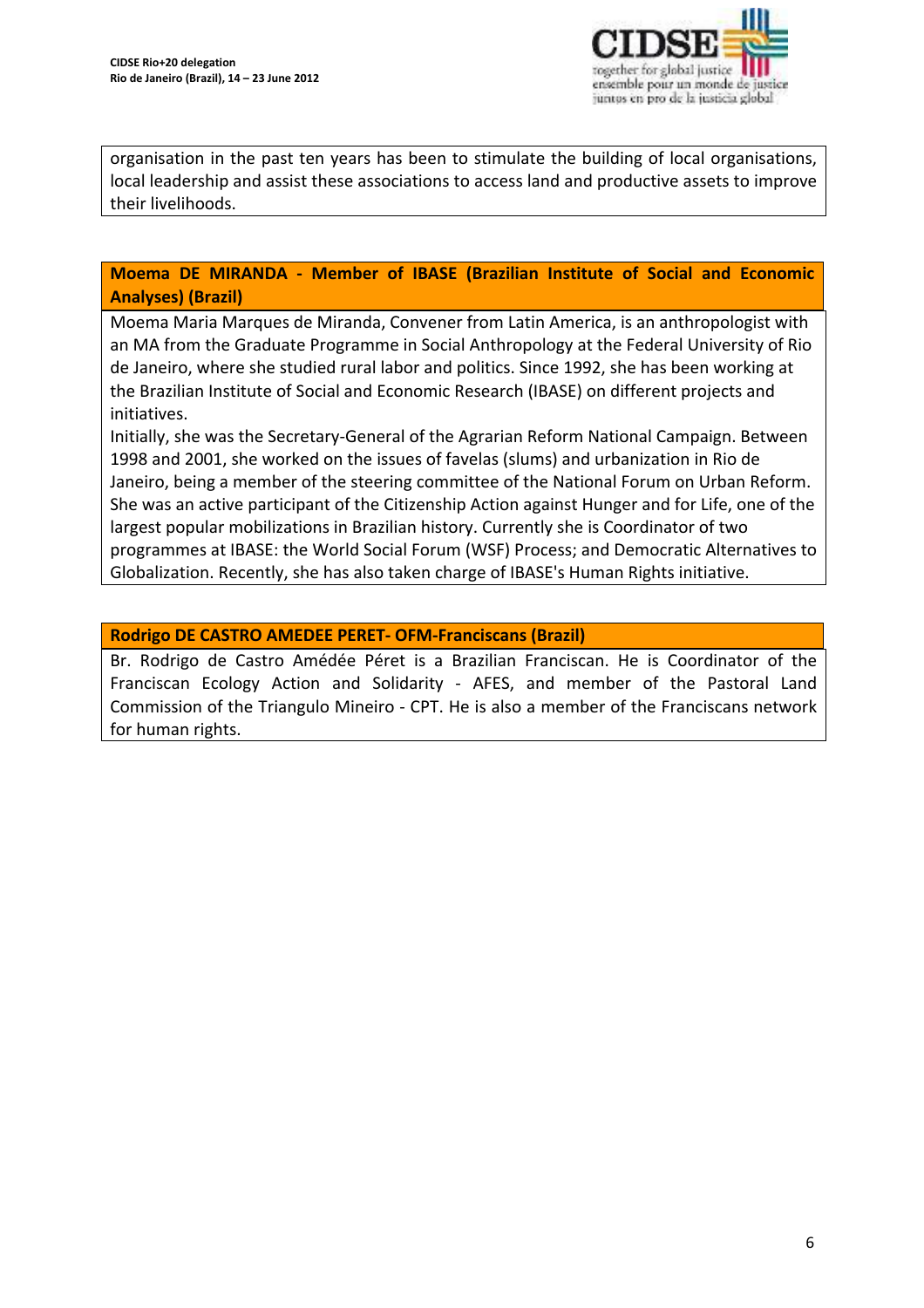organisation in the past ten years has been to stimulate the building of local organisations, local leadership and assist these associations to access land and productive assets to improve their livelihoods.

**Moema DE MIRANDA - Member of IBASE (Brazilian Institute of Social and Economic Analyses) (Brazil)**

Moema Maria Marques de Miranda, Convener from Latin America, is an anthropologist with an MA from the Graduate Programme in Social Anthropology at the Federal University of Rio de Janeiro, where she studied rural labor and politics. Since 1992, she has been working at the Brazilian Institute of Social and Economic Research (IBASE) on different projects and initiatives.
Initially, she was the Secretary-General of the Agrarian Reform National Campaign. Between 1998 and 2001, she worked on the issues of favelas (slums) and urbanization in Rio de Janeiro, being a member of the steering committee of the National Forum on Urban Reform. She was an active participant of the Citizenship Action against Hunger and for Life, one of the largest popular mobilizations in Brazilian history. Currently she is Coordinator of two programmes at IBASE: the World Social Forum (WSF) Process; and Democratic Alternatives to Globalization. Recently, she has also taken charge of IBASE's Human Rights initiative.

**Rodrigo DE CASTRO AMEDEE PERET- OFM-Franciscans (Brazil)**

Br. Rodrigo de Castro Amédée Péret is a Brazilian Franciscan. He is Coordinator of the Franciscan Ecology Action and Solidarity - AFES, and member of the Pastoral Land Commission of the Triangulo Mineiro - CPT. He is also a member of the Franciscans network for human rights.